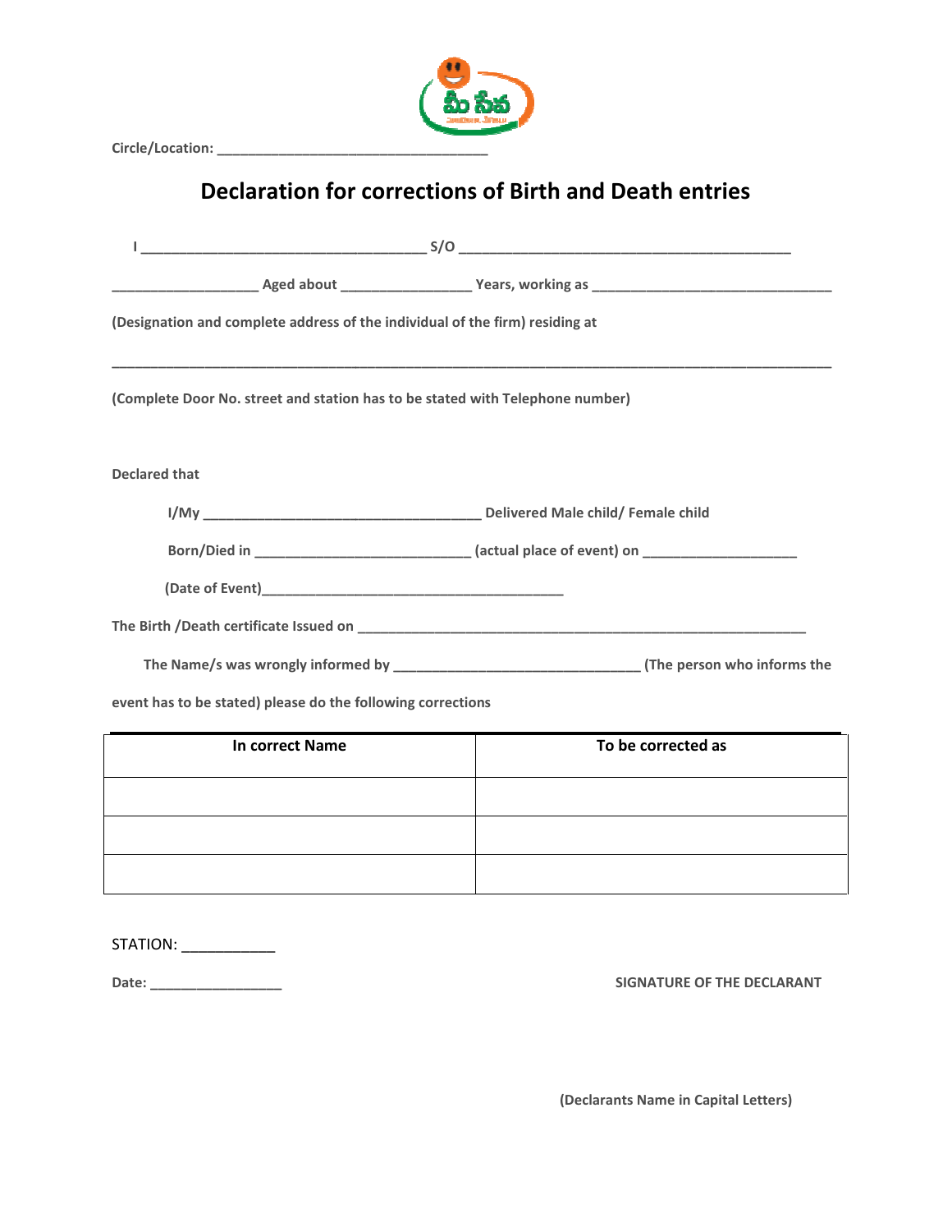Circle/Location: ___________________________________

# Declaration for corrections of Birth and Death entries

I ____________________________________ S/O __________________________________________

__________________ Aged about ________________ Years, working as ______________________________

(Designation and complete address of the individual of the firm) residing at

____________________________________________________________________________________________

(Complete Door No. street and station has to be stated with Telephone number)

Declared that

I/My ____________________________________ Delivered Male child/ Female child

Born/Died in ____________________________ (actual place of event) on ____________________

(Date of Event)________________________________________

The Birth /Death certificate Issued on ___________________________________________________________

The Name/s was wrongly informed by ________________________________ (The person who informs the event has to be stated) please do the following corrections

| In correct Name | To be corrected as |
|---|---|
| | |
| | |
| | |

STATION: ___________

Date: _________________

SIGNATURE OF THE DECLARANT

(Declarants Name in Capital Letters)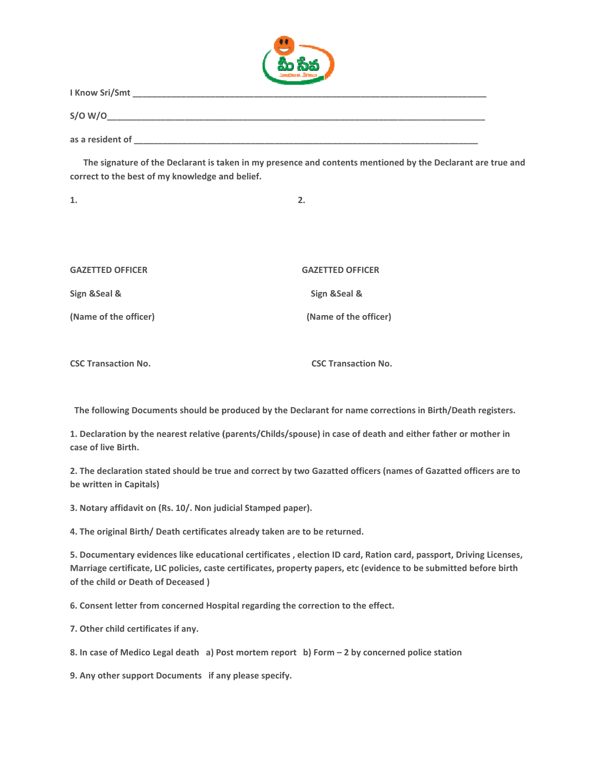I Know Sri/Smt ___________________________________________________________________________

S/O W/O___________________________________________________________________________________

as a resident of _________________________________________________________________________

The signature of the Declarant is taken in my presence and contents mentioned by the Declarant are true and correct to the best of my knowledge and belief.

| | |
|---|---|
| 1. | 2. |
| GAZETTED OFFICER | GAZETTED OFFICER |
| Sign &Seal & | Sign &Seal & |
| (Name of the officer) | (Name of the officer) |
| CSC Transaction No. | CSC Transaction No. |

The following Documents should be produced by the Declarant for name corrections in Birth/Death registers.

1. Declaration by the nearest relative (parents/Childs/spouse) in case of death and either father or mother in case of live Birth.

2. The declaration stated should be true and correct by two Gazatted officers (names of Gazatted officers are to be written in Capitals)

3. Notary affidavit on (Rs. 10/. Non judicial Stamped paper).

4. The original Birth/ Death certificates already taken are to be returned.

5. Documentary evidences like educational certificates , election ID card, Ration card, passport, Driving Licenses, Marriage certificate, LIC policies, caste certificates, property papers, etc (evidence to be submitted before birth of the child or Death of Deceased )

6. Consent letter from concerned Hospital regarding the correction to the effect.

7. Other child certificates if any.

8. In case of Medico Legal death a) Post mortem report b) Form – 2 by concerned police station

9. Any other support Documents if any please specify.